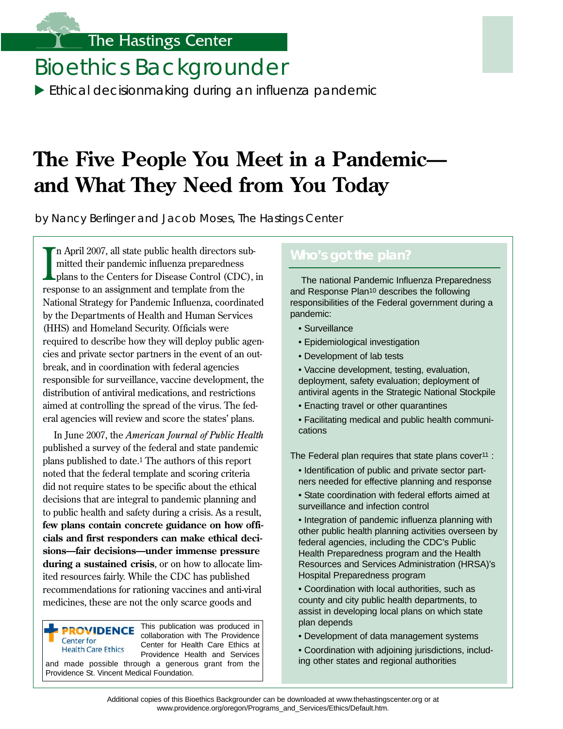The Hastings Center

# Bioethics Backgrounder

▶ Ethical decisionmaking during an influenza pandemic

# The Five People You Meet in a Pandemic—and What They Need from You Today

by Nancy Berlinger and Jacob Moses, The Hastings Center

In April 2007, all state public health directors submitted their pandemic influenza preparedness plans to the Centers for Disease Control (CDC), in response to an assignment and template from the National Strategy for Pandemic Influenza, coordinated by the Departments of Health and Human Services (HHS) and Homeland Security. Officials were required to describe how they will deploy public agencies and private sector partners in the event of an outbreak, and in coordination with federal agencies responsible for surveillance, vaccine development, the distribution of antiviral medications, and restrictions aimed at controlling the spread of the virus. The federal agencies will review and score the states' plans.

In June 2007, the *American Journal of Public Health* published a survey of the federal and state pandemic plans published to date.[1] The authors of this report noted that the federal template and scoring criteria did not require states to be specific about the ethical decisions that are integral to pandemic planning and to public health and safety during a crisis. As a result, **few plans contain concrete guidance on how officials and first responders can make ethical decisions—fair decisions—under immense pressure during a sustained crisis**, or on how to allocate limited resources fairly. While the CDC has published recommendations for rationing vaccines and anti-viral medicines, these are not the only scarce goods and

PROVIDENCE Center for Health Care Ethics

This publication was produced in collaboration with The Providence Center for Health Care Ethics at Providence Health and Services and made possible through a generous grant from the Providence St. Vincent Medical Foundation.

## Who's got the plan?

The national Pandemic Influenza Preparedness and Response Plan[10] describes the following responsibilities of the Federal government during a pandemic:

- Surveillance
- Epidemiological investigation
- Development of lab tests
- Vaccine development, testing, evaluation, deployment, safety evaluation; deployment of antiviral agents in the Strategic National Stockpile
- Enacting travel or other quarantines
- Facilitating medical and public health communications

The Federal plan requires that state plans cover[11] :

- Identification of public and private sector partners needed for effective planning and response
- State coordination with federal efforts aimed at surveillance and infection control
- Integration of pandemic influenza planning with other public health planning activities overseen by federal agencies, including the CDC's Public Health Preparedness program and the Health Resources and Services Administration (HRSA)'s Hospital Preparedness program
- Coordination with local authorities, such as county and city public health departments, to assist in developing local plans on which state plan depends
- Development of data management systems
- Coordination with adjoining jurisdictions, including other states and regional authorities

Additional copies of this Bioethics Backgrounder can be downloaded at www.thehastingscenter.org or at www.providence.org/oregon/Programs_and_Services/Ethics/Default.htm.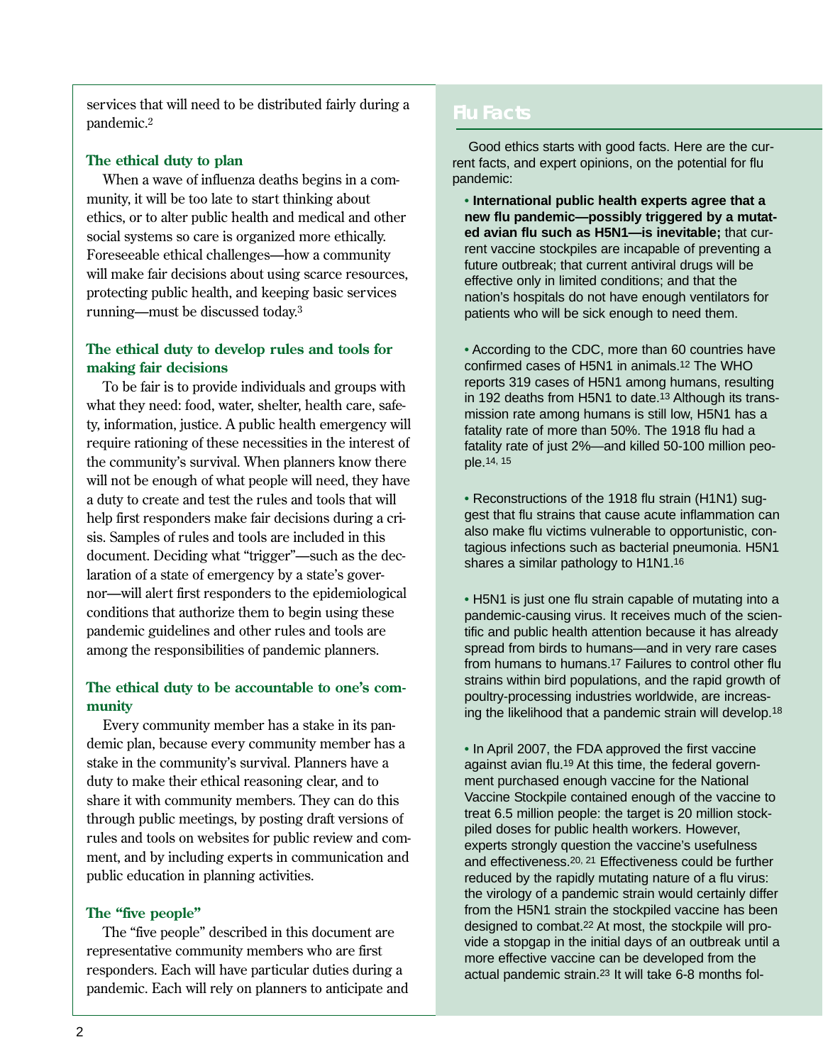services that will need to be distributed fairly during a pandemic.[2]

### The ethical duty to plan

When a wave of influenza deaths begins in a community, it will be too late to start thinking about ethics, or to alter public health and medical and other social systems so care is organized more ethically. Foreseeable ethical challenges—how a community will make fair decisions about using scarce resources, protecting public health, and keeping basic services running—must be discussed today.[3]

### The ethical duty to develop rules and tools for making fair decisions

To be fair is to provide individuals and groups with what they need: food, water, shelter, health care, safety, information, justice. A public health emergency will require rationing of these necessities in the interest of the community's survival. When planners know there will not be enough of what people will need, they have a duty to create and test the rules and tools that will help first responders make fair decisions during a crisis. Samples of rules and tools are included in this document. Deciding what "trigger"—such as the declaration of a state of emergency by a state's governor—will alert first responders to the epidemiological conditions that authorize them to begin using these pandemic guidelines and other rules and tools are among the responsibilities of pandemic planners.

### The ethical duty to be accountable to one's community

Every community member has a stake in its pandemic plan, because every community member has a stake in the community's survival. Planners have a duty to make their ethical reasoning clear, and to share it with community members. They can do this through public meetings, by posting draft versions of rules and tools on websites for public review and comment, and by including experts in communication and public education in planning activities.

### The "five people"

The "five people" described in this document are representative community members who are first responders. Each will have particular duties during a pandemic. Each will rely on planners to anticipate and

## Flu Facts

Good ethics starts with good facts. Here are the current facts, and expert opinions, on the potential for flu pandemic:

- **International public health experts agree that a new flu pandemic—possibly triggered by a mutated avian flu such as H5N1—is inevitable;** that current vaccine stockpiles are incapable of preventing a future outbreak; that current antiviral drugs will be effective only in limited conditions; and that the nation's hospitals do not have enough ventilators for patients who will be sick enough to need them.

- According to the CDC, more than 60 countries have confirmed cases of H5N1 in animals.[12] The WHO reports 319 cases of H5N1 among humans, resulting in 192 deaths from H5N1 to date.[13] Although its transmission rate among humans is still low, H5N1 has a fatality rate of more than 50%. The 1918 flu had a fatality rate of just 2%—and killed 50-100 million people.[14, 15]

- Reconstructions of the 1918 flu strain (H1N1) suggest that flu strains that cause acute inflammation can also make flu victims vulnerable to opportunistic, contagious infections such as bacterial pneumonia. H5N1 shares a similar pathology to H1N1.[16]

- H5N1 is just one flu strain capable of mutating into a pandemic-causing virus. It receives much of the scientific and public health attention because it has already spread from birds to humans—and in very rare cases from humans to humans.[17] Failures to control other flu strains within bird populations, and the rapid growth of poultry-processing industries worldwide, are increasing the likelihood that a pandemic strain will develop.[18]

- In April 2007, the FDA approved the first vaccine against avian flu.[19] At this time, the federal government purchased enough vaccine for the National Vaccine Stockpile contained enough of the vaccine to treat 6.5 million people: the target is 20 million stockpiled doses for public health workers. However, experts strongly question the vaccine's usefulness and effectiveness.[20, 21] Effectiveness could be further reduced by the rapidly mutating nature of a flu virus: the virology of a pandemic strain would certainly differ from the H5N1 strain the stockpiled vaccine has been designed to combat.[22] At most, the stockpile will provide a stopgap in the initial days of an outbreak until a more effective vaccine can be developed from the actual pandemic strain.[23] It will take 6-8 months fol-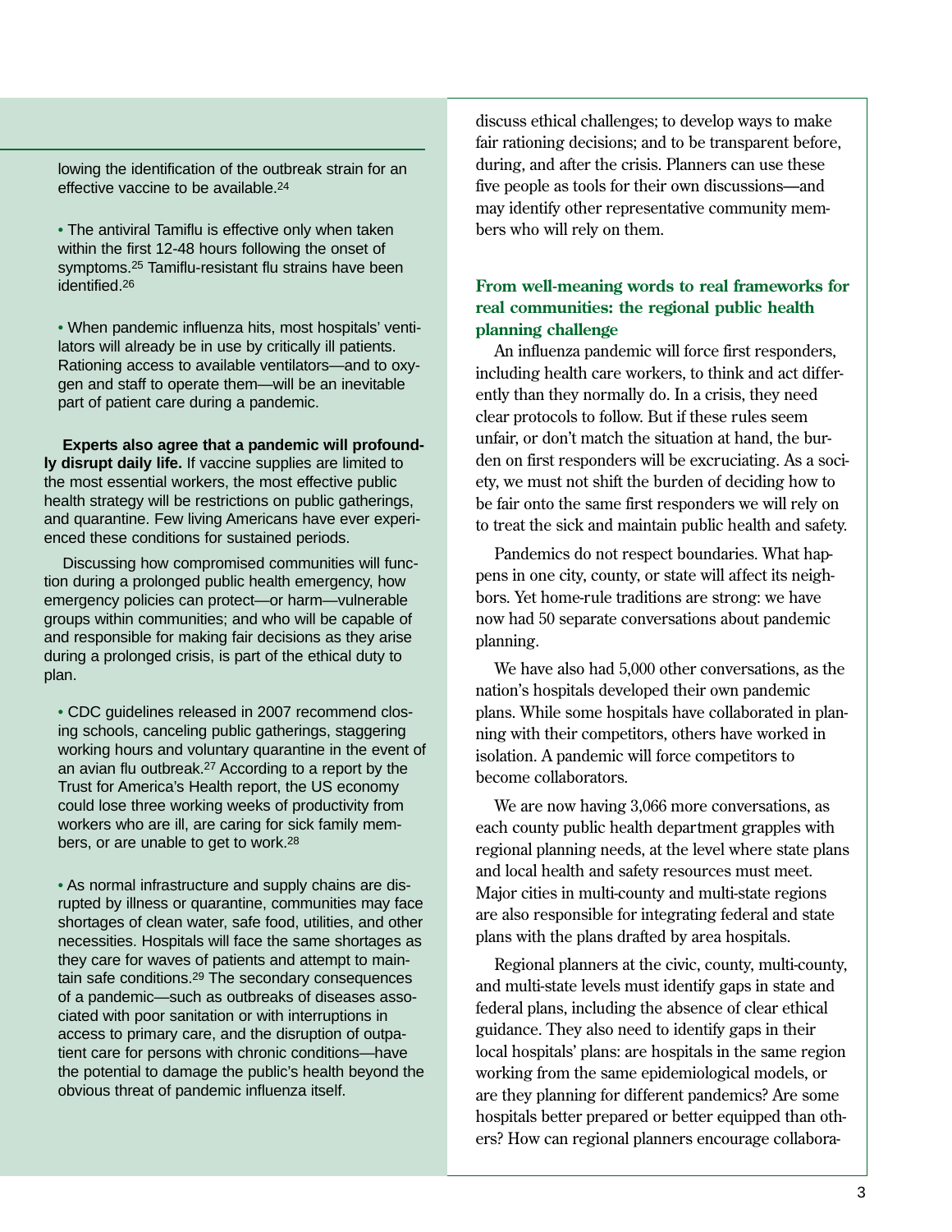lowing the identification of the outbreak strain for an effective vaccine to be available.[24]

- The antiviral Tamiflu is effective only when taken within the first 12-48 hours following the onset of symptoms.[25] Tamiflu-resistant flu strains have been identified.[26]

- When pandemic influenza hits, most hospitals' ventilators will already be in use by critically ill patients. Rationing access to available ventilators—and to oxygen and staff to operate them—will be an inevitable part of patient care during a pandemic.

**Experts also agree that a pandemic will profoundly disrupt daily life.** If vaccine supplies are limited to the most essential workers, the most effective public health strategy will be restrictions on public gatherings, and quarantine. Few living Americans have ever experienced these conditions for sustained periods.

Discussing how compromised communities will function during a prolonged public health emergency, how emergency policies can protect—or harm—vulnerable groups within communities; and who will be capable of and responsible for making fair decisions as they arise during a prolonged crisis, is part of the ethical duty to plan.

- CDC guidelines released in 2007 recommend closing schools, canceling public gatherings, staggering working hours and voluntary quarantine in the event of an avian flu outbreak.[27] According to a report by the Trust for America's Health report, the US economy could lose three working weeks of productivity from workers who are ill, are caring for sick family members, or are unable to get to work.[28]

- As normal infrastructure and supply chains are disrupted by illness or quarantine, communities may face shortages of clean water, safe food, utilities, and other necessities. Hospitals will face the same shortages as they care for waves of patients and attempt to maintain safe conditions.[29] The secondary consequences of a pandemic—such as outbreaks of diseases associated with poor sanitation or with interruptions in access to primary care, and the disruption of outpatient care for persons with chronic conditions—have the potential to damage the public's health beyond the obvious threat of pandemic influenza itself.

discuss ethical challenges; to develop ways to make fair rationing decisions; and to be transparent before, during, and after the crisis. Planners can use these five people as tools for their own discussions—and may identify other representative community members who will rely on them.

## From well-meaning words to real frameworks for real communities: the regional public health planning challenge

An influenza pandemic will force first responders, including health care workers, to think and act differently than they normally do. In a crisis, they need clear protocols to follow. But if these rules seem unfair, or don't match the situation at hand, the burden on first responders will be excruciating. As a society, we must not shift the burden of deciding how to be fair onto the same first responders we will rely on to treat the sick and maintain public health and safety.

Pandemics do not respect boundaries. What happens in one city, county, or state will affect its neighbors. Yet home-rule traditions are strong: we have now had 50 separate conversations about pandemic planning.

We have also had 5,000 other conversations, as the nation's hospitals developed their own pandemic plans. While some hospitals have collaborated in planning with their competitors, others have worked in isolation. A pandemic will force competitors to become collaborators.

We are now having 3,066 more conversations, as each county public health department grapples with regional planning needs, at the level where state plans and local health and safety resources must meet. Major cities in multi-county and multi-state regions are also responsible for integrating federal and state plans with the plans drafted by area hospitals.

Regional planners at the civic, county, multi-county, and multi-state levels must identify gaps in state and federal plans, including the absence of clear ethical guidance. They also need to identify gaps in their local hospitals' plans: are hospitals in the same region working from the same epidemiological models, or are they planning for different pandemics? Are some hospitals better prepared or better equipped than others? How can regional planners encourage collabora-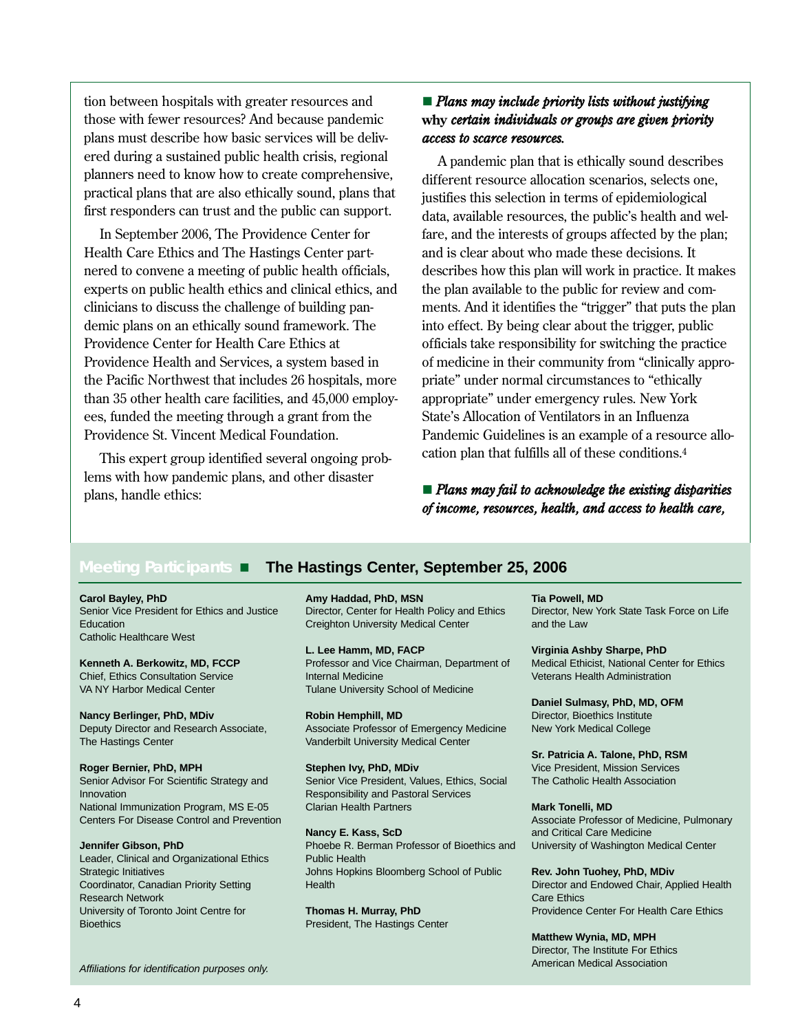tion between hospitals with greater resources and those with fewer resources? And because pandemic plans must describe how basic services will be delivered during a sustained public health crisis, regional planners need to know how to create comprehensive, practical plans that are also ethically sound, plans that first responders can trust and the public can support.

In September 2006, The Providence Center for Health Care Ethics and The Hastings Center partnered to convene a meeting of public health officials, experts on public health ethics and clinical ethics, and clinicians to discuss the challenge of building pandemic plans on an ethically sound framework. The Providence Center for Health Care Ethics at Providence Health and Services, a system based in the Pacific Northwest that includes 26 hospitals, more than 35 other health care facilities, and 45,000 employees, funded the meeting through a grant from the Providence St. Vincent Medical Foundation.

This expert group identified several ongoing problems with how pandemic plans, and other disaster plans, handle ethics:

■ ***Plans may include priority lists without justifying why certain individuals or groups are given priority access to scarce resources.***

A pandemic plan that is ethically sound describes different resource allocation scenarios, selects one, justifies this selection in terms of epidemiological data, available resources, the public's health and welfare, and the interests of groups affected by the plan; and is clear about who made these decisions. It describes how this plan will work in practice. It makes the plan available to the public for review and comments. And it identifies the "trigger" that puts the plan into effect. By being clear about the trigger, public officials take responsibility for switching the practice of medicine in their community from "clinically appropriate" under normal circumstances to "ethically appropriate" under emergency rules. New York State's Allocation of Ventilators in an Influenza Pandemic Guidelines is an example of a resource allocation plan that fulfills all of these conditions.[4]

■ ***Plans may fail to acknowledge the existing disparities of income, resources, health, and access to health care,***

## Meeting Participants ■ The Hastings Center, September 25, 2006

**Carol Bayley, PhD**
Senior Vice President for Ethics and Justice Education
Catholic Healthcare West

**Kenneth A. Berkowitz, MD, FCCP**
Chief, Ethics Consultation Service
VA NY Harbor Medical Center

**Nancy Berlinger, PhD, MDiv**
Deputy Director and Research Associate, The Hastings Center

**Roger Bernier, PhD, MPH**
Senior Advisor For Scientific Strategy and Innovation
National Immunization Program, MS E-05
Centers For Disease Control and Prevention

**Jennifer Gibson, PhD**
Leader, Clinical and Organizational Ethics Strategic Initiatives
Coordinator, Canadian Priority Setting Research Network
University of Toronto Joint Centre for Bioethics

**Amy Haddad, PhD, MSN**
Director, Center for Health Policy and Ethics
Creighton University Medical Center

**L. Lee Hamm, MD, FACP**
Professor and Vice Chairman, Department of Internal Medicine
Tulane University School of Medicine

**Robin Hemphill, MD**
Associate Professor of Emergency Medicine
Vanderbilt University Medical Center

**Stephen Ivy, PhD, MDiv**
Senior Vice President, Values, Ethics, Social Responsibility and Pastoral Services
Clarian Health Partners

**Nancy E. Kass, ScD**
Phoebe R. Berman Professor of Bioethics and Public Health
Johns Hopkins Bloomberg School of Public Health

**Thomas H. Murray, PhD**
President, The Hastings Center

**Tia Powell, MD**
Director, New York State Task Force on Life and the Law

**Virginia Ashby Sharpe, PhD**
Medical Ethicist, National Center for Ethics
Veterans Health Administration

**Daniel Sulmasy, PhD, MD, OFM**
Director, Bioethics Institute
New York Medical College

**Sr. Patricia A. Talone, PhD, RSM**
Vice President, Mission Services
The Catholic Health Association

**Mark Tonelli, MD**
Associate Professor of Medicine, Pulmonary and Critical Care Medicine
University of Washington Medical Center

**Rev. John Tuohey, PhD, MDiv**
Director and Endowed Chair, Applied Health Care Ethics
Providence Center For Health Care Ethics

**Matthew Wynia, MD, MPH**
Director, The Institute For Ethics
American Medical Association

*Affiliations for identification purposes only.*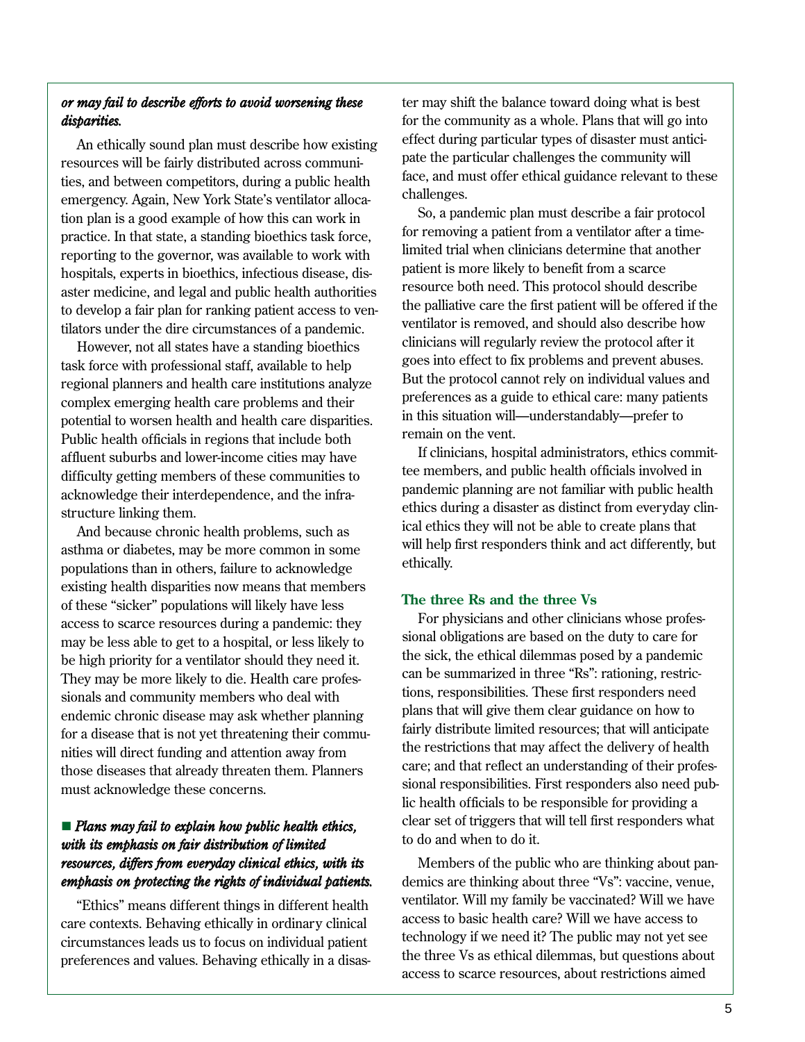***or may fail to describe efforts to avoid worsening these disparities.***

An ethically sound plan must describe how existing resources will be fairly distributed across communities, and between competitors, during a public health emergency. Again, New York State's ventilator allocation plan is a good example of how this can work in practice. In that state, a standing bioethics task force, reporting to the governor, was available to work with hospitals, experts in bioethics, infectious disease, disaster medicine, and legal and public health authorities to develop a fair plan for ranking patient access to ventilators under the dire circumstances of a pandemic.

However, not all states have a standing bioethics task force with professional staff, available to help regional planners and health care institutions analyze complex emerging health care problems and their potential to worsen health and health care disparities. Public health officials in regions that include both affluent suburbs and lower-income cities may have difficulty getting members of these communities to acknowledge their interdependence, and the infrastructure linking them.

And because chronic health problems, such as asthma or diabetes, may be more common in some populations than in others, failure to acknowledge existing health disparities now means that members of these "sicker" populations will likely have less access to scarce resources during a pandemic: they may be less able to get to a hospital, or less likely to be high priority for a ventilator should they need it. They may be more likely to die. Health care professionals and community members who deal with endemic chronic disease may ask whether planning for a disease that is not yet threatening their communities will direct funding and attention away from those diseases that already threaten them. Planners must acknowledge these concerns.

- ***Plans may fail to explain how public health ethics, with its emphasis on fair distribution of limited resources, differs from everyday clinical ethics, with its emphasis on protecting the rights of individual patients.***

"Ethics" means different things in different health care contexts. Behaving ethically in ordinary clinical circumstances leads us to focus on individual patient preferences and values. Behaving ethically in a disaster may shift the balance toward doing what is best for the community as a whole. Plans that will go into effect during particular types of disaster must anticipate the particular challenges the community will face, and must offer ethical guidance relevant to these challenges.

So, a pandemic plan must describe a fair protocol for removing a patient from a ventilator after a time-limited trial when clinicians determine that another patient is more likely to benefit from a scarce resource both need. This protocol should describe the palliative care the first patient will be offered if the ventilator is removed, and should also describe how clinicians will regularly review the protocol after it goes into effect to fix problems and prevent abuses. But the protocol cannot rely on individual values and preferences as a guide to ethical care: many patients in this situation will—understandably—prefer to remain on the vent.

If clinicians, hospital administrators, ethics committee members, and public health officials involved in pandemic planning are not familiar with public health ethics during a disaster as distinct from everyday clinical ethics they will not be able to create plans that will help first responders think and act differently, but ethically.

### The three Rs and the three Vs

For physicians and other clinicians whose professional obligations are based on the duty to care for the sick, the ethical dilemmas posed by a pandemic can be summarized in three "Rs": rationing, restrictions, responsibilities. These first responders need plans that will give them clear guidance on how to fairly distribute limited resources; that will anticipate the restrictions that may affect the delivery of health care; and that reflect an understanding of their professional responsibilities. First responders also need public health officials to be responsible for providing a clear set of triggers that will tell first responders what to do and when to do it.

Members of the public who are thinking about pandemics are thinking about three "Vs": vaccine, venue, ventilator. Will my family be vaccinated? Will we have access to basic health care? Will we have access to technology if we need it? The public may not yet see the three Vs as ethical dilemmas, but questions about access to scarce resources, about restrictions aimed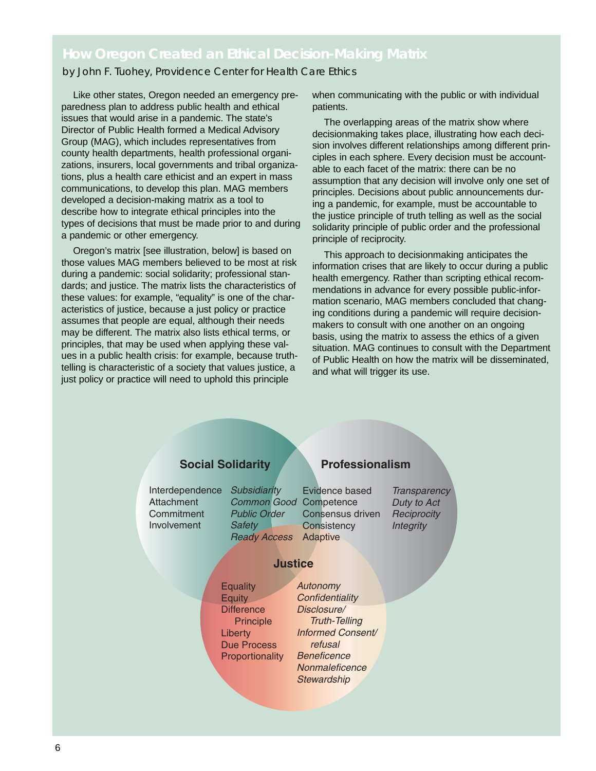## How Oregon Created an Ethical Decision-Making Matrix

by John F. Tuohey, Providence Center for Health Care Ethics

Like other states, Oregon needed an emergency preparedness plan to address public health and ethical issues that would arise in a pandemic. The state's Director of Public Health formed a Medical Advisory Group (MAG), which includes representatives from county health departments, health professional organizations, insurers, local governments and tribal organizations, plus a health care ethicist and an expert in mass communications, to develop this plan. MAG members developed a decision-making matrix as a tool to describe how to integrate ethical principles into the types of decisions that must be made prior to and during a pandemic or other emergency.

Oregon's matrix [see illustration, below] is based on those values MAG members believed to be most at risk during a pandemic: social solidarity; professional standards; and justice. The matrix lists the characteristics of these values: for example, "equality" is one of the characteristics of justice, because a just policy or practice assumes that people are equal, although their needs may be different. The matrix also lists ethical terms, or principles, that may be used when applying these values in a public health crisis: for example, because truth-telling is characteristic of a society that values justice, a just policy or practice will need to uphold this principle when communicating with the public or with individual patients.

The overlapping areas of the matrix show where decisionmaking takes place, illustrating how each decision involves different relationships among different principles in each sphere. Every decision must be accountable to each facet of the matrix: there can be no assumption that any decision will involve only one set of principles. Decisions about public announcements during a pandemic, for example, must be accountable to the justice principle of truth telling as well as the social solidarity principle of public order and the professional principle of reciprocity.

This approach to decisionmaking anticipates the information crises that are likely to occur during a public health emergency. Rather than scripting ethical recommendations in advance for every possible public-information scenario, MAG members concluded that changing conditions during a pandemic will require decisionmakers to consult with one another on an ongoing basis, using the matrix to assess the ethics of a given situation. MAG continues to consult with the Department of Public Health on how the matrix will be disseminated, and what will trigger its use.

**Social Solidarity**

Interdependence
Attachment
Commitment
Involvement

*Subsidiarity*
*Common Good*
*Public Order*
*Safety*
*Ready Access*

**Professionalism**

Evidence based
Competence
Consensus driven
Consistency
Adaptive

*Transparency*
*Duty to Act*
*Reciprocity*
*Integrity*

**Justice**

Equality
Equity
Difference Principle
Liberty
Due Process
Proportionality

*Autonomy*
*Confidentiality*
*Disclosure/ Truth-Telling*
*Informed Consent/ refusal*
*Beneficence*
*Nonmaleficence*
*Stewardship*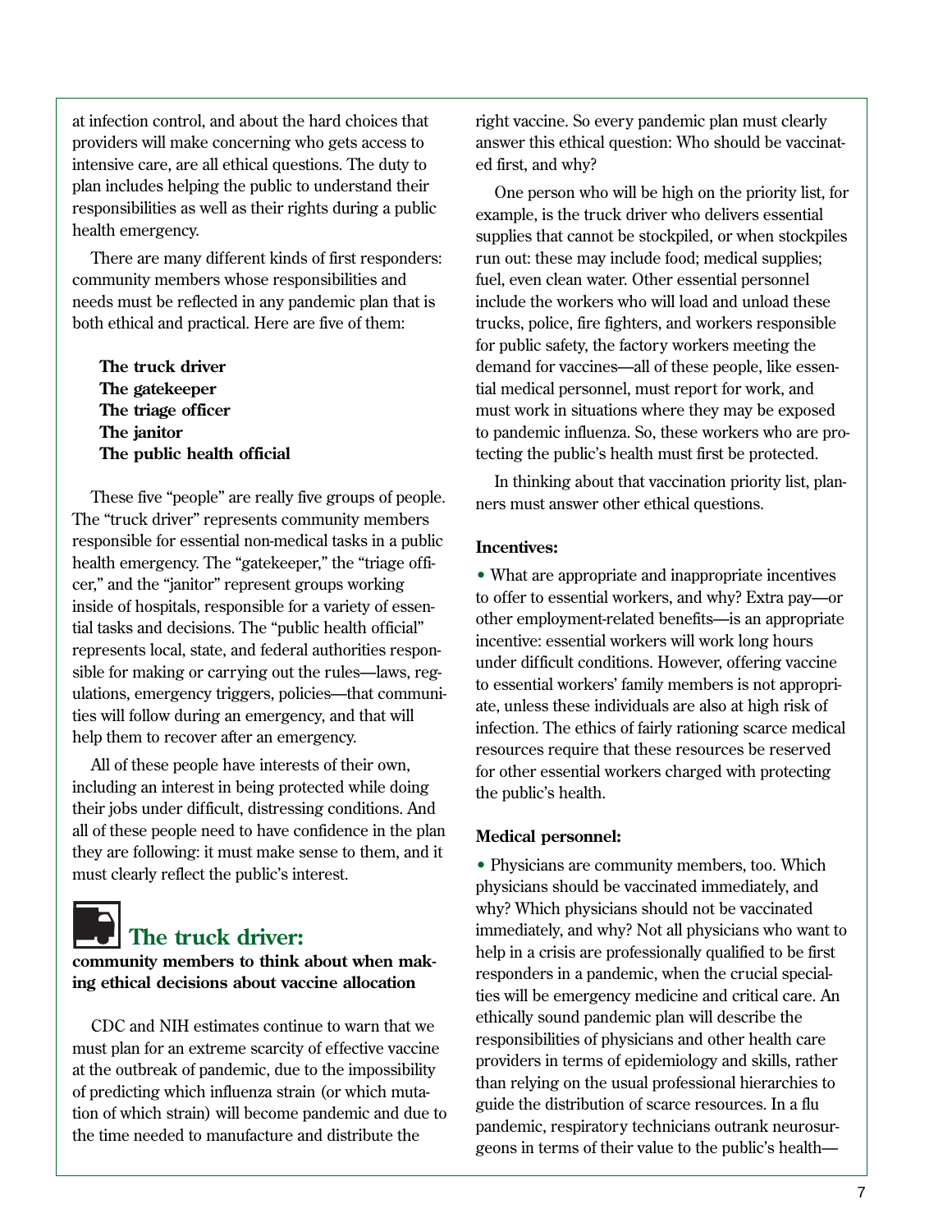at infection control, and about the hard choices that providers will make concerning who gets access to intensive care, are all ethical questions. The duty to plan includes helping the public to understand their responsibilities as well as their rights during a public health emergency.

There are many different kinds of first responders: community members whose responsibilities and needs must be reflected in any pandemic plan that is both ethical and practical. Here are five of them:

**The truck driver**
**The gatekeeper**
**The triage officer**
**The janitor**
**The public health official**

These five "people" are really five groups of people. The "truck driver" represents community members responsible for essential non-medical tasks in a public health emergency. The "gatekeeper," the "triage officer," and the "janitor" represent groups working inside of hospitals, responsible for a variety of essential tasks and decisions. The "public health official" represents local, state, and federal authorities responsible for making or carrying out the rules—laws, regulations, emergency triggers, policies—that communities will follow during an emergency, and that will help them to recover after an emergency.

All of these people have interests of their own, including an interest in being protected while doing their jobs under difficult, distressing conditions. And all of these people need to have confidence in the plan they are following: it must make sense to them, and it must clearly reflect the public's interest.

## The truck driver:

**community members to think about when making ethical decisions about vaccine allocation**

CDC and NIH estimates continue to warn that we must plan for an extreme scarcity of effective vaccine at the outbreak of pandemic, due to the impossibility of predicting which influenza strain (or which mutation of which strain) will become pandemic and due to the time needed to manufacture and distribute the right vaccine. So every pandemic plan must clearly answer this ethical question: Who should be vaccinated first, and why?

One person who will be high on the priority list, for example, is the truck driver who delivers essential supplies that cannot be stockpiled, or when stockpiles run out: these may include food; medical supplies; fuel, even clean water. Other essential personnel include the workers who will load and unload these trucks, police, fire fighters, and workers responsible for public safety, the factory workers meeting the demand for vaccines—all of these people, like essential medical personnel, must report for work, and must work in situations where they may be exposed to pandemic influenza. So, these workers who are protecting the public's health must first be protected.

In thinking about that vaccination priority list, planners must answer other ethical questions.

**Incentives:**

- What are appropriate and inappropriate incentives to offer to essential workers, and why? Extra pay—or other employment-related benefits—is an appropriate incentive: essential workers will work long hours under difficult conditions. However, offering vaccine to essential workers' family members is not appropriate, unless these individuals are also at high risk of infection. The ethics of fairly rationing scarce medical resources require that these resources be reserved for other essential workers charged with protecting the public's health.

**Medical personnel:**

- Physicians are community members, too. Which physicians should be vaccinated immediately, and why? Which physicians should not be vaccinated immediately, and why? Not all physicians who want to help in a crisis are professionally qualified to be first responders in a pandemic, when the crucial specialties will be emergency medicine and critical care. An ethically sound pandemic plan will describe the responsibilities of physicians and other health care providers in terms of epidemiology and skills, rather than relying on the usual professional hierarchies to guide the distribution of scarce resources. In a flu pandemic, respiratory technicians outrank neurosurgeons in terms of their value to the public's health—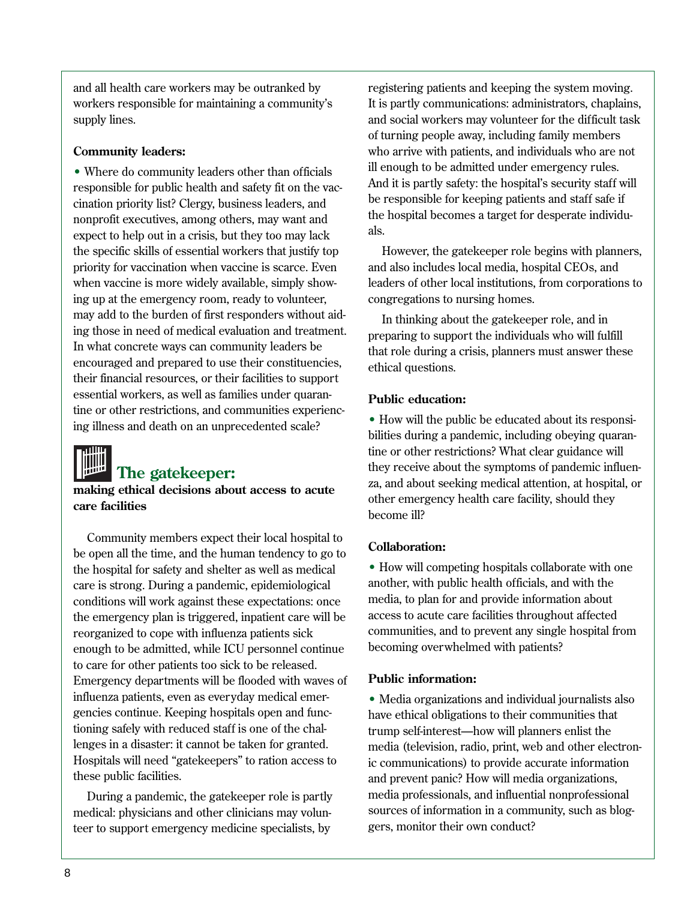and all health care workers may be outranked by workers responsible for maintaining a community's supply lines.

**Community leaders:**

- Where do community leaders other than officials responsible for public health and safety fit on the vaccination priority list? Clergy, business leaders, and nonprofit executives, among others, may want and expect to help out in a crisis, but they too may lack the specific skills of essential workers that justify top priority for vaccination when vaccine is scarce. Even when vaccine is more widely available, simply showing up at the emergency room, ready to volunteer, may add to the burden of first responders without aiding those in need of medical evaluation and treatment. In what concrete ways can community leaders be encouraged and prepared to use their constituencies, their financial resources, or their facilities to support essential workers, as well as families under quarantine or other restrictions, and communities experiencing illness and death on an unprecedented scale?

## The gatekeeper:

**making ethical decisions about access to acute care facilities**

Community members expect their local hospital to be open all the time, and the human tendency to go to the hospital for safety and shelter as well as medical care is strong. During a pandemic, epidemiological conditions will work against these expectations: once the emergency plan is triggered, inpatient care will be reorganized to cope with influenza patients sick enough to be admitted, while ICU personnel continue to care for other patients too sick to be released. Emergency departments will be flooded with waves of influenza patients, even as everyday medical emergencies continue. Keeping hospitals open and functioning safely with reduced staff is one of the challenges in a disaster: it cannot be taken for granted. Hospitals will need "gatekeepers" to ration access to these public facilities.

During a pandemic, the gatekeeper role is partly medical: physicians and other clinicians may volunteer to support emergency medicine specialists, by registering patients and keeping the system moving. It is partly communications: administrators, chaplains, and social workers may volunteer for the difficult task of turning people away, including family members who arrive with patients, and individuals who are not ill enough to be admitted under emergency rules. And it is partly safety: the hospital's security staff will be responsible for keeping patients and staff safe if the hospital becomes a target for desperate individuals.

However, the gatekeeper role begins with planners, and also includes local media, hospital CEOs, and leaders of other local institutions, from corporations to congregations to nursing homes.

In thinking about the gatekeeper role, and in preparing to support the individuals who will fulfill that role during a crisis, planners must answer these ethical questions.

**Public education:**

- How will the public be educated about its responsibilities during a pandemic, including obeying quarantine or other restrictions? What clear guidance will they receive about the symptoms of pandemic influenza, and about seeking medical attention, at hospital, or other emergency health care facility, should they become ill?

**Collaboration:**

- How will competing hospitals collaborate with one another, with public health officials, and with the media, to plan for and provide information about access to acute care facilities throughout affected communities, and to prevent any single hospital from becoming overwhelmed with patients?

**Public information:**

- Media organizations and individual journalists also have ethical obligations to their communities that trump self-interest—how will planners enlist the media (television, radio, print, web and other electronic communications) to provide accurate information and prevent panic? How will media organizations, media professionals, and influential nonprofessional sources of information in a community, such as bloggers, monitor their own conduct?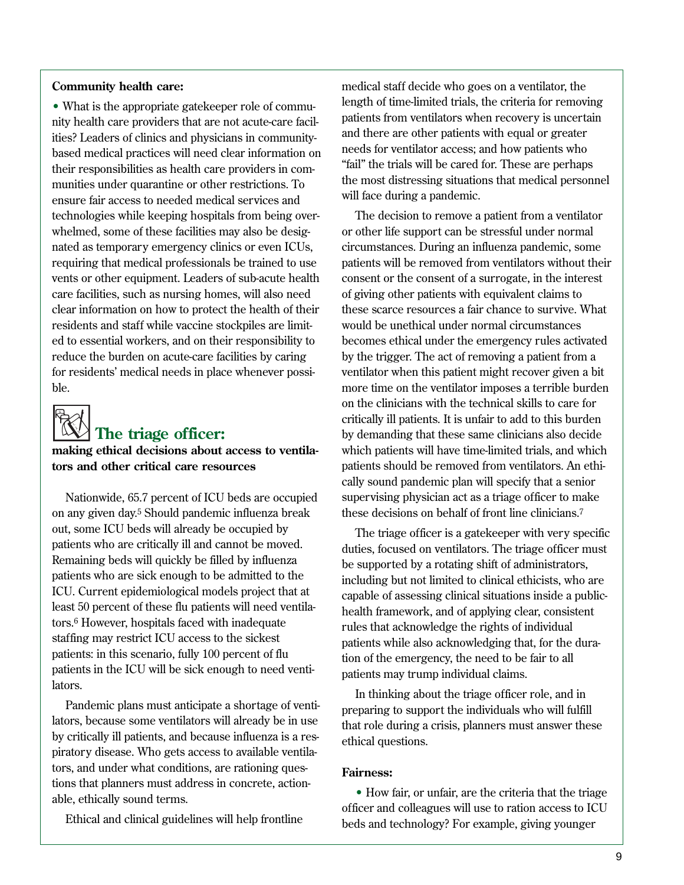**Community health care:**

- What is the appropriate gatekeeper role of community health care providers that are not acute-care facilities? Leaders of clinics and physicians in community-based medical practices will need clear information on their responsibilities as health care providers in communities under quarantine or other restrictions. To ensure fair access to needed medical services and technologies while keeping hospitals from being overwhelmed, some of these facilities may also be designated as temporary emergency clinics or even ICUs, requiring that medical professionals be trained to use vents or other equipment. Leaders of sub-acute health care facilities, such as nursing homes, will also need clear information on how to protect the health of their residents and staff while vaccine stockpiles are limited to essential workers, and on their responsibility to reduce the burden on acute-care facilities by caring for residents' medical needs in place whenever possible.

## The triage officer:

**making ethical decisions about access to ventilators and other critical care resources**

Nationwide, 65.7 percent of ICU beds are occupied on any given day.[5] Should pandemic influenza break out, some ICU beds will already be occupied by patients who are critically ill and cannot be moved. Remaining beds will quickly be filled by influenza patients who are sick enough to be admitted to the ICU. Current epidemiological models project that at least 50 percent of these flu patients will need ventilators.[6] However, hospitals faced with inadequate staffing may restrict ICU access to the sickest patients: in this scenario, fully 100 percent of flu patients in the ICU will be sick enough to need ventilators.

Pandemic plans must anticipate a shortage of ventilators, because some ventilators will already be in use by critically ill patients, and because influenza is a respiratory disease. Who gets access to available ventilators, and under what conditions, are rationing questions that planners must address in concrete, actionable, ethically sound terms.

Ethical and clinical guidelines will help frontline medical staff decide who goes on a ventilator, the length of time-limited trials, the criteria for removing patients from ventilators when recovery is uncertain and there are other patients with equal or greater needs for ventilator access; and how patients who "fail" the trials will be cared for. These are perhaps the most distressing situations that medical personnel will face during a pandemic.

The decision to remove a patient from a ventilator or other life support can be stressful under normal circumstances. During an influenza pandemic, some patients will be removed from ventilators without their consent or the consent of a surrogate, in the interest of giving other patients with equivalent claims to these scarce resources a fair chance to survive. What would be unethical under normal circumstances becomes ethical under the emergency rules activated by the trigger. The act of removing a patient from a ventilator when this patient might recover given a bit more time on the ventilator imposes a terrible burden on the clinicians with the technical skills to care for critically ill patients. It is unfair to add to this burden by demanding that these same clinicians also decide which patients will have time-limited trials, and which patients should be removed from ventilators. An ethically sound pandemic plan will specify that a senior supervising physician act as a triage officer to make these decisions on behalf of front line clinicians.[7]

The triage officer is a gatekeeper with very specific duties, focused on ventilators. The triage officer must be supported by a rotating shift of administrators, including but not limited to clinical ethicists, who are capable of assessing clinical situations inside a public-health framework, and of applying clear, consistent rules that acknowledge the rights of individual patients while also acknowledging that, for the duration of the emergency, the need to be fair to all patients may trump individual claims.

In thinking about the triage officer role, and in preparing to support the individuals who will fulfill that role during a crisis, planners must answer these ethical questions.

**Fairness:**

- How fair, or unfair, are the criteria that the triage officer and colleagues will use to ration access to ICU beds and technology? For example, giving younger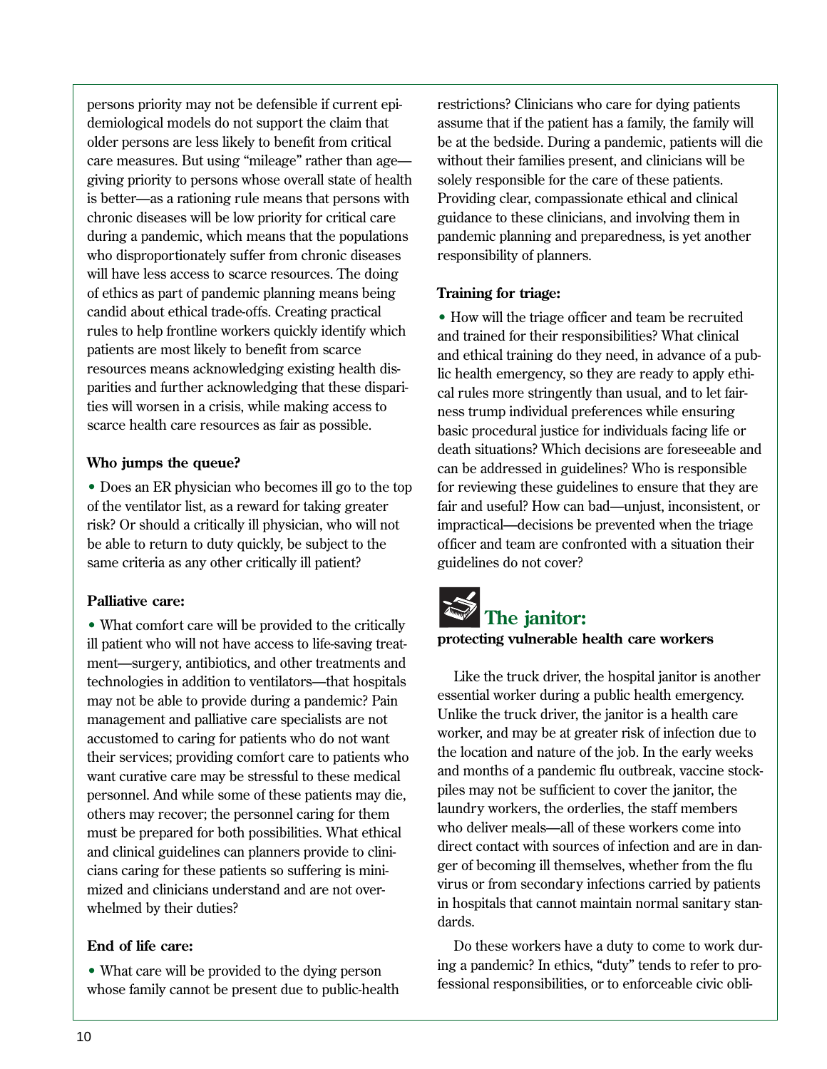persons priority may not be defensible if current epidemiological models do not support the claim that older persons are less likely to benefit from critical care measures. But using "mileage" rather than age—giving priority to persons whose overall state of health is better—as a rationing rule means that persons with chronic diseases will be low priority for critical care during a pandemic, which means that the populations who disproportionately suffer from chronic diseases will have less access to scarce resources. The doing of ethics as part of pandemic planning means being candid about ethical trade-offs. Creating practical rules to help frontline workers quickly identify which patients are most likely to benefit from scarce resources means acknowledging existing health disparities and further acknowledging that these disparities will worsen in a crisis, while making access to scarce health care resources as fair as possible.

**Who jumps the queue?**

- Does an ER physician who becomes ill go to the top of the ventilator list, as a reward for taking greater risk? Or should a critically ill physician, who will not be able to return to duty quickly, be subject to the same criteria as any other critically ill patient?

**Palliative care:**

- What comfort care will be provided to the critically ill patient who will not have access to life-saving treatment—surgery, antibiotics, and other treatments and technologies in addition to ventilators—that hospitals may not be able to provide during a pandemic? Pain management and palliative care specialists are not accustomed to caring for patients who do not want their services; providing comfort care to patients who want curative care may be stressful to these medical personnel. And while some of these patients may die, others may recover; the personnel caring for them must be prepared for both possibilities. What ethical and clinical guidelines can planners provide to clinicians caring for these patients so suffering is minimized and clinicians understand and are not overwhelmed by their duties?

**End of life care:**

- What care will be provided to the dying person whose family cannot be present due to public-health restrictions? Clinicians who care for dying patients assume that if the patient has a family, the family will be at the bedside. During a pandemic, patients will die without their families present, and clinicians will be solely responsible for the care of these patients. Providing clear, compassionate ethical and clinical guidance to these clinicians, and involving them in pandemic planning and preparedness, is yet another responsibility of planners.

**Training for triage:**

- How will the triage officer and team be recruited and trained for their responsibilities? What clinical and ethical training do they need, in advance of a public health emergency, so they are ready to apply ethical rules more stringently than usual, and to let fairness trump individual preferences while ensuring basic procedural justice for individuals facing life or death situations? Which decisions are foreseeable and can be addressed in guidelines? Who is responsible for reviewing these guidelines to ensure that they are fair and useful? How can bad—unjust, inconsistent, or impractical—decisions be prevented when the triage officer and team are confronted with a situation their guidelines do not cover?

## The janitor:

**protecting vulnerable health care workers**

Like the truck driver, the hospital janitor is another essential worker during a public health emergency. Unlike the truck driver, the janitor is a health care worker, and may be at greater risk of infection due to the location and nature of the job. In the early weeks and months of a pandemic flu outbreak, vaccine stockpiles may not be sufficient to cover the janitor, the laundry workers, the orderlies, the staff members who deliver meals—all of these workers come into direct contact with sources of infection and are in danger of becoming ill themselves, whether from the flu virus or from secondary infections carried by patients in hospitals that cannot maintain normal sanitary standards.

Do these workers have a duty to come to work during a pandemic? In ethics, "duty" tends to refer to professional responsibilities, or to enforceable civic obli-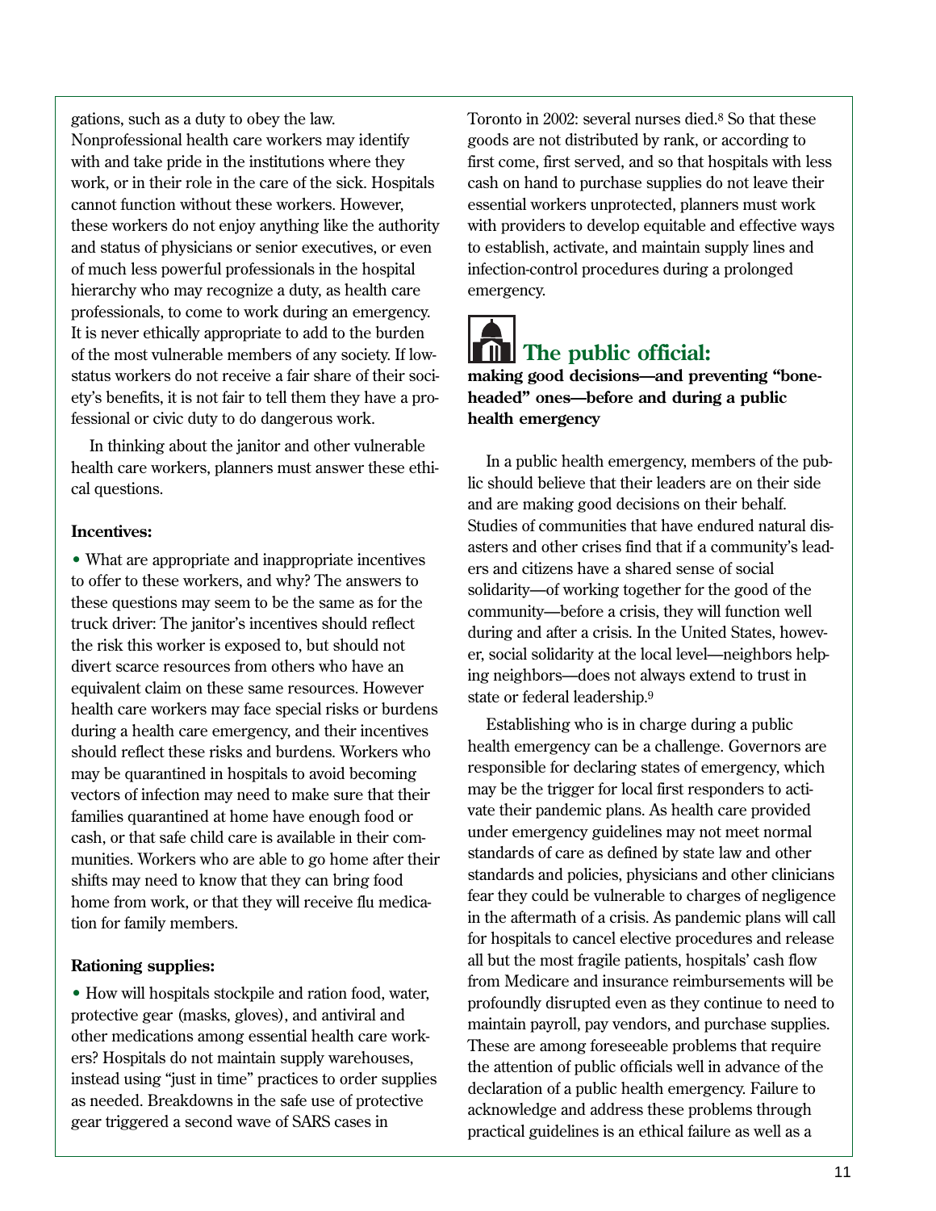gations, such as a duty to obey the law. Nonprofessional health care workers may identify with and take pride in the institutions where they work, or in their role in the care of the sick. Hospitals cannot function without these workers. However, these workers do not enjoy anything like the authority and status of physicians or senior executives, or even of much less powerful professionals in the hospital hierarchy who may recognize a duty, as health care professionals, to come to work during an emergency. It is never ethically appropriate to add to the burden of the most vulnerable members of any society. If low-status workers do not receive a fair share of their society's benefits, it is not fair to tell them they have a professional or civic duty to do dangerous work.

In thinking about the janitor and other vulnerable health care workers, planners must answer these ethical questions.

**Incentives:**

- What are appropriate and inappropriate incentives to offer to these workers, and why? The answers to these questions may seem to be the same as for the truck driver: The janitor's incentives should reflect the risk this worker is exposed to, but should not divert scarce resources from others who have an equivalent claim on these same resources. However health care workers may face special risks or burdens during a health care emergency, and their incentives should reflect these risks and burdens. Workers who may be quarantined in hospitals to avoid becoming vectors of infection may need to make sure that their families quarantined at home have enough food or cash, or that safe child care is available in their communities. Workers who are able to go home after their shifts may need to know that they can bring food home from work, or that they will receive flu medication for family members.

**Rationing supplies:**

- How will hospitals stockpile and ration food, water, protective gear (masks, gloves), and antiviral and other medications among essential health care workers? Hospitals do not maintain supply warehouses, instead using "just in time" practices to order supplies as needed. Breakdowns in the safe use of protective gear triggered a second wave of SARS cases in Toronto in 2002: several nurses died.[8] So that these goods are not distributed by rank, or according to first come, first served, and so that hospitals with less cash on hand to purchase supplies do not leave their essential workers unprotected, planners must work with providers to develop equitable and effective ways to establish, activate, and maintain supply lines and infection-control procedures during a prolonged emergency.

## The public official:

**making good decisions—and preventing "bone-headed" ones—before and during a public health emergency**

In a public health emergency, members of the public should believe that their leaders are on their side and are making good decisions on their behalf. Studies of communities that have endured natural disasters and other crises find that if a community's leaders and citizens have a shared sense of social solidarity—of working together for the good of the community—before a crisis, they will function well during and after a crisis. In the United States, however, social solidarity at the local level—neighbors helping neighbors—does not always extend to trust in state or federal leadership.[9]

Establishing who is in charge during a public health emergency can be a challenge. Governors are responsible for declaring states of emergency, which may be the trigger for local first responders to activate their pandemic plans. As health care provided under emergency guidelines may not meet normal standards of care as defined by state law and other standards and policies, physicians and other clinicians fear they could be vulnerable to charges of negligence in the aftermath of a crisis. As pandemic plans will call for hospitals to cancel elective procedures and release all but the most fragile patients, hospitals' cash flow from Medicare and insurance reimbursements will be profoundly disrupted even as they continue to need to maintain payroll, pay vendors, and purchase supplies. These are among foreseeable problems that require the attention of public officials well in advance of the declaration of a public health emergency. Failure to acknowledge and address these problems through practical guidelines is an ethical failure as well as a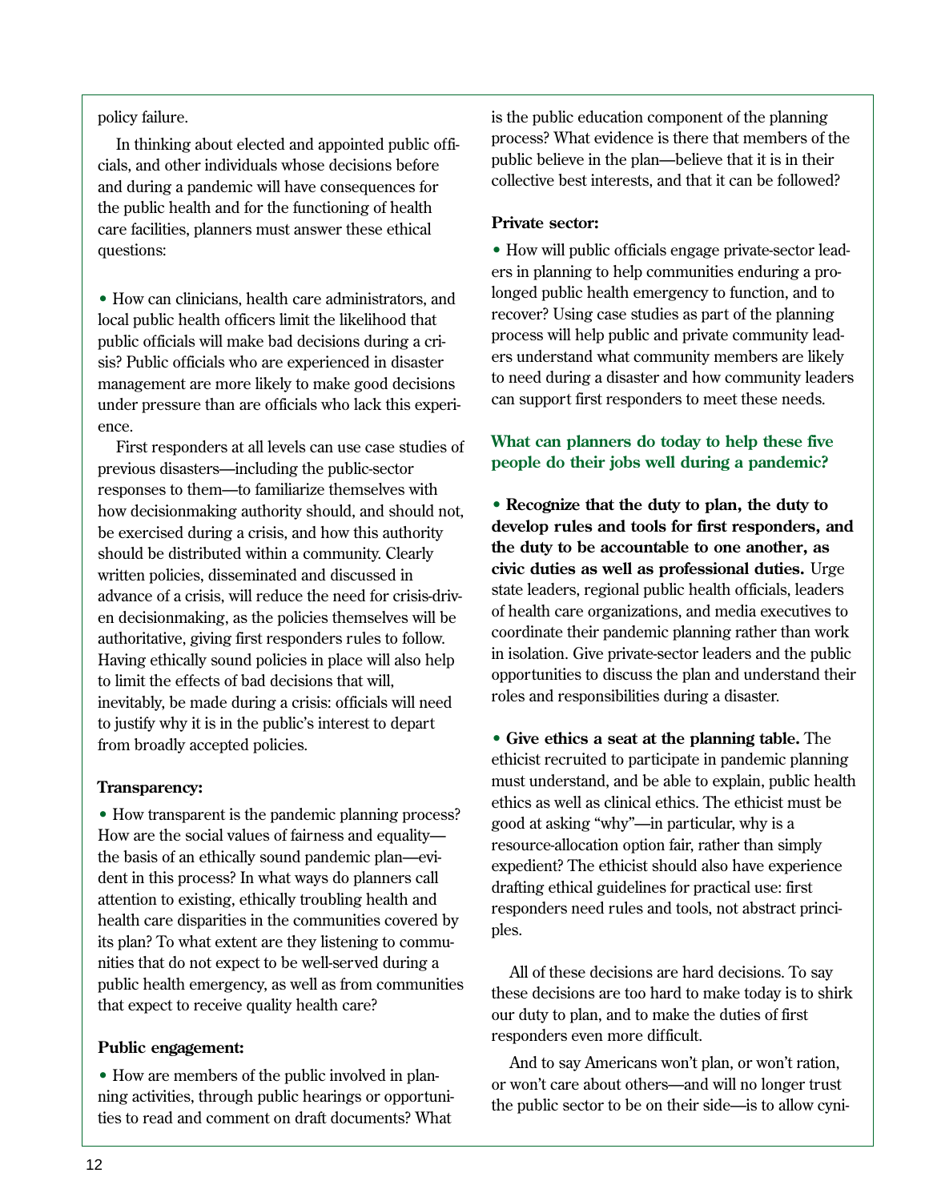policy failure.

In thinking about elected and appointed public officials, and other individuals whose decisions before and during a pandemic will have consequences for the public health and for the functioning of health care facilities, planners must answer these ethical questions:

- How can clinicians, health care administrators, and local public health officers limit the likelihood that public officials will make bad decisions during a crisis? Public officials who are experienced in disaster management are more likely to make good decisions under pressure than are officials who lack this experience.

First responders at all levels can use case studies of previous disasters—including the public-sector responses to them—to familiarize themselves with how decisionmaking authority should, and should not, be exercised during a crisis, and how this authority should be distributed within a community. Clearly written policies, disseminated and discussed in advance of a crisis, will reduce the need for crisis-driven decisionmaking, as the policies themselves will be authoritative, giving first responders rules to follow. Having ethically sound policies in place will also help to limit the effects of bad decisions that will, inevitably, be made during a crisis: officials will need to justify why it is in the public's interest to depart from broadly accepted policies.

**Transparency:**

- How transparent is the pandemic planning process? How are the social values of fairness and equality—the basis of an ethically sound pandemic plan—evident in this process? In what ways do planners call attention to existing, ethically troubling health and health care disparities in the communities covered by its plan? To what extent are they listening to communities that do not expect to be well-served during a public health emergency, as well as from communities that expect to receive quality health care?

**Public engagement:**

- How are members of the public involved in planning activities, through public hearings or opportunities to read and comment on draft documents? What is the public education component of the planning process? What evidence is there that members of the public believe in the plan—believe that it is in their collective best interests, and that it can be followed?

**Private sector:**

- How will public officials engage private-sector leaders in planning to help communities enduring a prolonged public health emergency to function, and to recover? Using case studies as part of the planning process will help public and private community leaders understand what community members are likely to need during a disaster and how community leaders can support first responders to meet these needs.

### What can planners do today to help these five people do their jobs well during a pandemic?

- **Recognize that the duty to plan, the duty to develop rules and tools for first responders, and the duty to be accountable to one another, as civic duties as well as professional duties.** Urge state leaders, regional public health officials, leaders of health care organizations, and media executives to coordinate their pandemic planning rather than work in isolation. Give private-sector leaders and the public opportunities to discuss the plan and understand their roles and responsibilities during a disaster.

- **Give ethics a seat at the planning table.** The ethicist recruited to participate in pandemic planning must understand, and be able to explain, public health ethics as well as clinical ethics. The ethicist must be good at asking "why"—in particular, why is a resource-allocation option fair, rather than simply expedient? The ethicist should also have experience drafting ethical guidelines for practical use: first responders need rules and tools, not abstract principles.

All of these decisions are hard decisions. To say these decisions are too hard to make today is to shirk our duty to plan, and to make the duties of first responders even more difficult.

And to say Americans won't plan, or won't ration, or won't care about others—and will no longer trust the public sector to be on their side—is to allow cyni-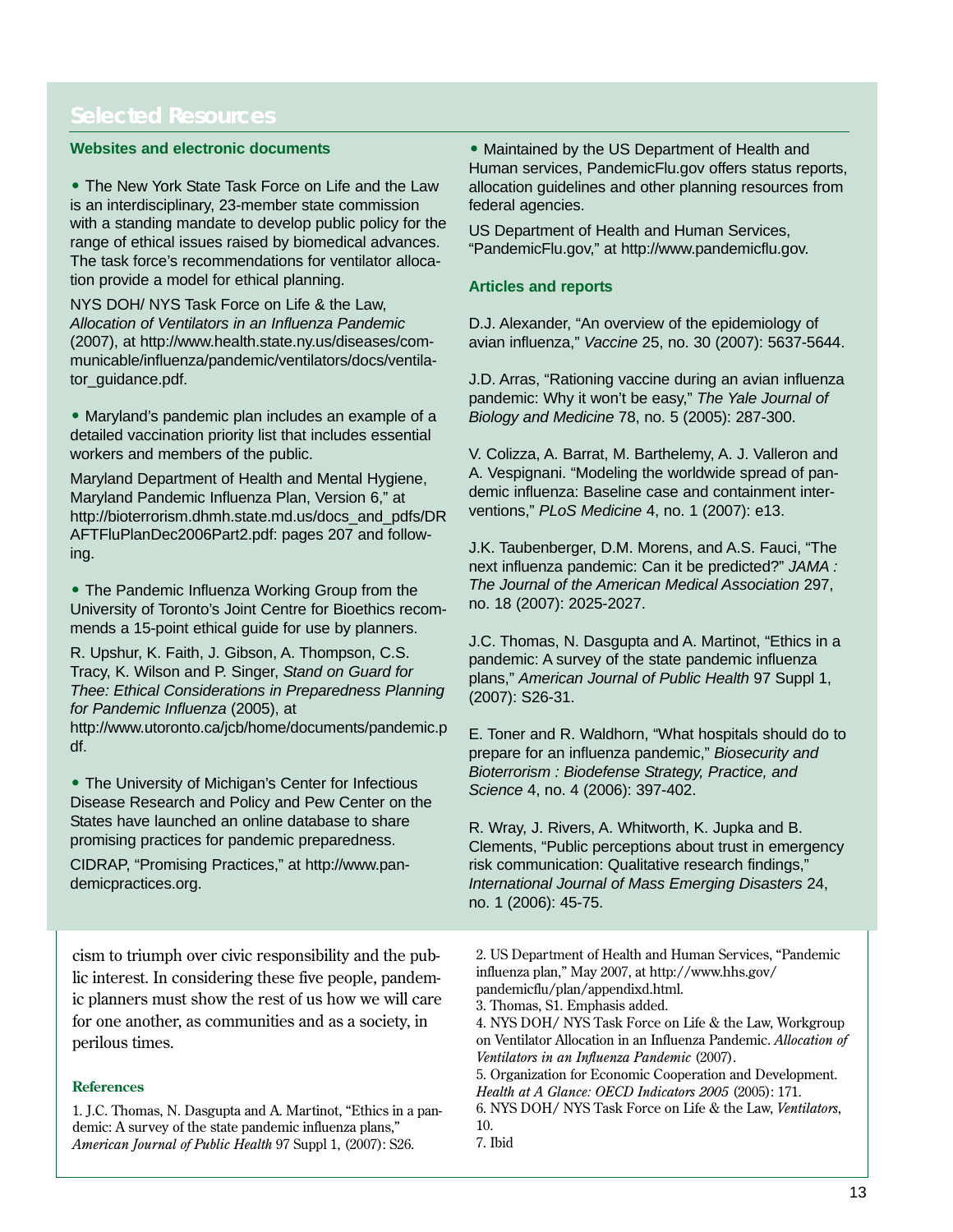## Selected Resources

### Websites and electronic documents

- The New York State Task Force on Life and the Law is an interdisciplinary, 23-member state commission with a standing mandate to develop public policy for the range of ethical issues raised by biomedical advances. The task force's recommendations for ventilator allocation provide a model for ethical planning.

NYS DOH/ NYS Task Force on Life & the Law, *Allocation of Ventilators in an Influenza Pandemic* (2007), at http://www.health.state.ny.us/diseases/communicable/influenza/pandemic/ventilators/docs/ventilator_guidance.pdf.

- Maryland's pandemic plan includes an example of a detailed vaccination priority list that includes essential workers and members of the public.

Maryland Department of Health and Mental Hygiene, Maryland Pandemic Influenza Plan, Version 6," at http://bioterrorism.dhmh.state.md.us/docs_and_pdfs/DRAFTFluPlanDec2006Part2.pdf: pages 207 and following.

- The Pandemic Influenza Working Group from the University of Toronto's Joint Centre for Bioethics recommends a 15-point ethical guide for use by planners.

R. Upshur, K. Faith, J. Gibson, A. Thompson, C.S. Tracy, K. Wilson and P. Singer, *Stand on Guard for Thee: Ethical Considerations in Preparedness Planning for Pandemic Influenza* (2005), at http://www.utoronto.ca/jcb/home/documents/pandemic.pdf.

- The University of Michigan's Center for Infectious Disease Research and Policy and Pew Center on the States have launched an online database to share promising practices for pandemic preparedness.

CIDRAP, "Promising Practices," at http://www.pandemicpractices.org.

- Maintained by the US Department of Health and Human services, PandemicFlu.gov offers status reports, allocation guidelines and other planning resources from federal agencies.

US Department of Health and Human Services, "PandemicFlu.gov," at http://www.pandemicflu.gov.

### Articles and reports

D.J. Alexander, "An overview of the epidemiology of avian influenza," *Vaccine* 25, no. 30 (2007): 5637-5644.

J.D. Arras, "Rationing vaccine during an avian influenza pandemic: Why it won't be easy," *The Yale Journal of Biology and Medicine* 78, no. 5 (2005): 287-300.

V. Colizza, A. Barrat, M. Barthelemy, A. J. Valleron and A. Vespignani. "Modeling the worldwide spread of pandemic influenza: Baseline case and containment interventions," *PLoS Medicine* 4, no. 1 (2007): e13.

J.K. Taubenberger, D.M. Morens, and A.S. Fauci, "The next influenza pandemic: Can it be predicted?" *JAMA : The Journal of the American Medical Association* 297, no. 18 (2007): 2025-2027.

J.C. Thomas, N. Dasgupta and A. Martinot, "Ethics in a pandemic: A survey of the state pandemic influenza plans," *American Journal of Public Health* 97 Suppl 1, (2007): S26-31.

E. Toner and R. Waldhorn, "What hospitals should do to prepare for an influenza pandemic," *Biosecurity and Bioterrorism : Biodefense Strategy, Practice, and Science* 4, no. 4 (2006): 397-402.

R. Wray, J. Rivers, A. Whitworth, K. Jupka and B. Clements, "Public perceptions about trust in emergency risk communication: Qualitative research findings," *International Journal of Mass Emerging Disasters* 24, no. 1 (2006): 45-75.

---

cism to triumph over civic responsibility and the public interest. In considering these five people, pandemic planners must show the rest of us how we will care for one another, as communities and as a society, in perilous times.

### References

1. J.C. Thomas, N. Dasgupta and A. Martinot, "Ethics in a pandemic: A survey of the state pandemic influenza plans," *American Journal of Public Health* 97 Suppl 1, (2007): S26.
2. US Department of Health and Human Services, "Pandemic influenza plan," May 2007, at http://www.hhs.gov/pandemicflu/plan/appendixd.html.
3. Thomas, S1. Emphasis added.
4. NYS DOH/ NYS Task Force on Life & the Law, Workgroup on Ventilator Allocation in an Influenza Pandemic. *Allocation of Ventilators in an Influenza Pandemic* (2007).
5. Organization for Economic Cooperation and Development. *Health at A Glance: OECD Indicators 2005* (2005): 171.
6. NYS DOH/ NYS Task Force on Life & the Law, *Ventilators*, 10.
7. Ibid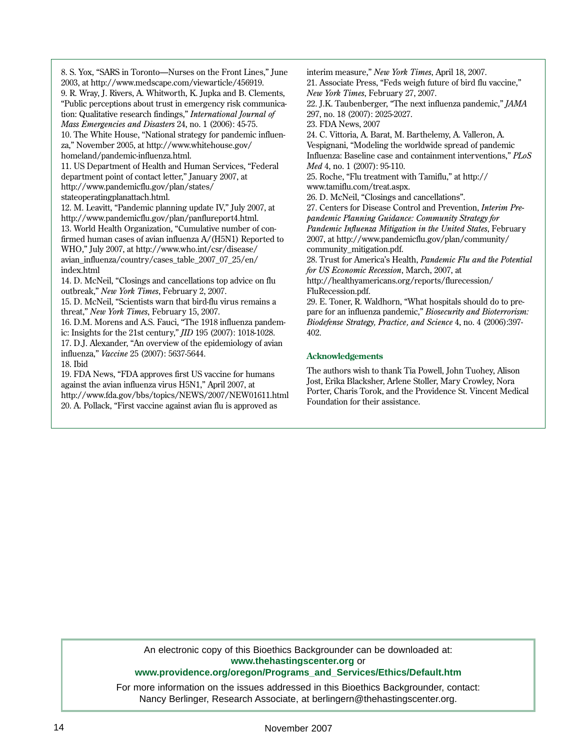8. S. Yox, "SARS in Toronto—Nurses on the Front Lines," June 2003, at http://www.medscape.com/viewarticle/456919.

9. R. Wray, J. Rivers, A. Whitworth, K. Jupka and B. Clements, "Public perceptions about trust in emergency risk communication: Qualitative research findings," *International Journal of Mass Emergencies and Disasters* 24, no. 1 (2006): 45-75.

10. The White House, "National strategy for pandemic influenza," November 2005, at http://www.whitehouse.gov/homeland/pandemic-influenza.html.

11. US Department of Health and Human Services, "Federal department point of contact letter," January 2007, at http://www.pandemicflu.gov/plan/states/stateoperatingplanattach.html.

12. M. Leavitt, "Pandemic planning update IV," July 2007, at http://www.pandemicflu.gov/plan/panflureport4.html.

13. World Health Organization, "Cumulative number of confirmed human cases of avian influenza A/(H5N1) Reported to WHO," July 2007, at http://www.who.int/csr/disease/avian_influenza/country/cases_table_2007_07_25/en/index.html

14. D. McNeil, "Closings and cancellations top advice on flu outbreak," *New York Times*, February 2, 2007.

15. D. McNeil, "Scientists warn that bird-flu virus remains a threat," *New York Times*, February 15, 2007.

16. D.M. Morens and A.S. Fauci, "The 1918 influenza pandemic: Insights for the 21st century," *JID* 195 (2007): 1018-1028.

17. D.J. Alexander, "An overview of the epidemiology of avian influenza," *Vaccine* 25 (2007): 5637-5644.

18. Ibid

19. FDA News, "FDA approves first US vaccine for humans against the avian influenza virus H5N1," April 2007, at http://www.fda.gov/bbs/topics/NEWS/2007/NEW01611.html

20. A. Pollack, "First vaccine against avian flu is approved as interim measure," *New York Times*, April 18, 2007.

21. Associate Press, "Feds weigh future of bird flu vaccine," *New York Times*, February 27, 2007.

22. J.K. Taubenberger, "The next influenza pandemic," *JAMA* 297, no. 18 (2007): 2025-2027.

23. FDA News, 2007

24. C. Vittoria, A. Barat, M. Barthelemy, A. Valleron, A. Vespignani, "Modeling the worldwide spread of pandemic Influenza: Baseline case and containment interventions," *PLoS Med* 4, no. 1 (2007): 95-110.

25. Roche, "Flu treatment with Tamiflu," at http://www.tamiflu.com/treat.aspx.

26. D. McNeil, "Closings and cancellations".

27. Centers for Disease Control and Prevention, *Interim Pre-pandemic Planning Guidance: Community Strategy for Pandemic Influenza Mitigation in the United States*, February 2007, at http://www.pandemicflu.gov/plan/community/community_mitigation.pdf.

28. Trust for America's Health, *Pandemic Flu and the Potential for US Economic Recession*, March, 2007, at http://healthyamericans.org/reports/flurecession/FluRecession.pdf.

29. E. Toner, R. Waldhorn, "What hospitals should do to prepare for an influenza pandemic," *Biosecurity and Bioterrorism: Biodefense Strategy, Practice, and Science* 4, no. 4 (2006):397-402.

## Acknowledgements

The authors wish to thank Tia Powell, John Tuohey, Alison Jost, Erika Blacksher, Arlene Stoller, Mary Crowley, Nora Porter, Charis Torok, and the Providence St. Vincent Medical Foundation for their assistance.

An electronic copy of this Bioethics Backgrounder can be downloaded at:
**www.thehastingscenter.org** or
**www.providence.org/oregon/Programs_and_Services/Ethics/Default.htm**

For more information on the issues addressed in this Bioethics Backgrounder, contact:
Nancy Berlinger, Research Associate, at berlingern@thehastingscenter.org.

November 2007